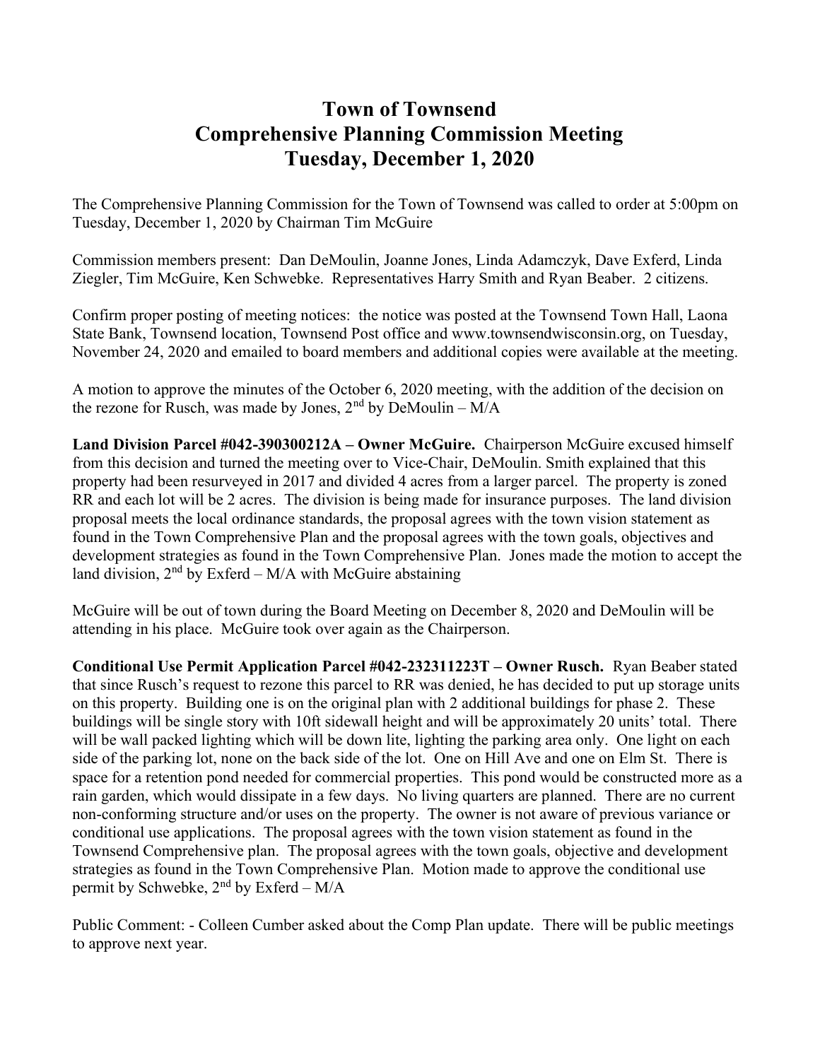# Town of Townsend
# Comprehensive Planning Commission Meeting
# Tuesday, December 1, 2020

The Comprehensive Planning Commission for the Town of Townsend was called to order at 5:00pm on Tuesday, December 1, 2020 by Chairman Tim McGuire

Commission members present: Dan DeMoulin, Joanne Jones, Linda Adamczyk, Dave Exferd, Linda Ziegler, Tim McGuire, Ken Schwebke. Representatives Harry Smith and Ryan Beaber. 2 citizens.

Confirm proper posting of meeting notices: the notice was posted at the Townsend Town Hall, Laona State Bank, Townsend location, Townsend Post office and www.townsendwisconsin.org, on Tuesday, November 24, 2020 and emailed to board members and additional copies were available at the meeting.

A motion to approve the minutes of the October 6, 2020 meeting, with the addition of the decision on the rezone for Rusch, was made by Jones, 2nd by DeMoulin – M/A

**Land Division Parcel #042-390300212A – Owner McGuire.** Chairperson McGuire excused himself from this decision and turned the meeting over to Vice-Chair, DeMoulin. Smith explained that this property had been resurveyed in 2017 and divided 4 acres from a larger parcel. The property is zoned RR and each lot will be 2 acres. The division is being made for insurance purposes. The land division proposal meets the local ordinance standards, the proposal agrees with the town vision statement as found in the Town Comprehensive Plan and the proposal agrees with the town goals, objectives and development strategies as found in the Town Comprehensive Plan. Jones made the motion to accept the land division, 2nd by Exferd – M/A with McGuire abstaining

McGuire will be out of town during the Board Meeting on December 8, 2020 and DeMoulin will be attending in his place. McGuire took over again as the Chairperson.

**Conditional Use Permit Application Parcel #042-232311223T – Owner Rusch.** Ryan Beaber stated that since Rusch's request to rezone this parcel to RR was denied, he has decided to put up storage units on this property. Building one is on the original plan with 2 additional buildings for phase 2. These buildings will be single story with 10ft sidewall height and will be approximately 20 units' total. There will be wall packed lighting which will be down lite, lighting the parking area only. One light on each side of the parking lot, none on the back side of the lot. One on Hill Ave and one on Elm St. There is space for a retention pond needed for commercial properties. This pond would be constructed more as a rain garden, which would dissipate in a few days. No living quarters are planned. There are no current non-conforming structure and/or uses on the property. The owner is not aware of previous variance or conditional use applications. The proposal agrees with the town vision statement as found in the Townsend Comprehensive plan. The proposal agrees with the town goals, objective and development strategies as found in the Town Comprehensive Plan. Motion made to approve the conditional use permit by Schwebke, 2nd by Exferd – M/A

Public Comment: - Colleen Cumber asked about the Comp Plan update. There will be public meetings to approve next year.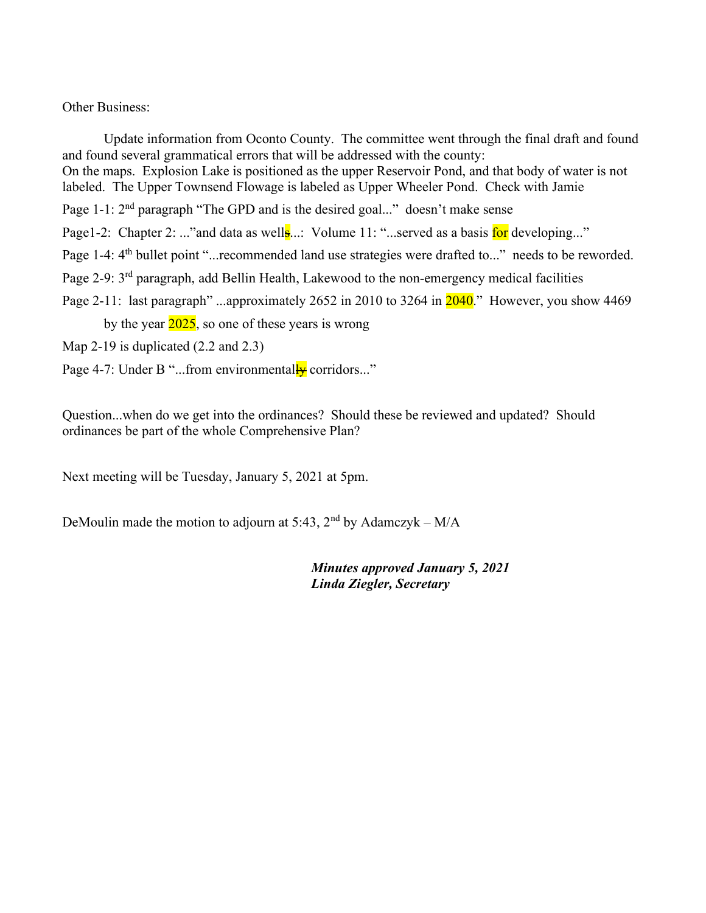Other Business:

Update information from Oconto County. The committee went through the final draft and found and found several grammatical errors that will be addressed with the county:
On the maps. Explosion Lake is positioned as the upper Reservoir Pond, and that body of water is not labeled. The Upper Townsend Flowage is labeled as Upper Wheeler Pond. Check with Jamie

Page 1-1: 2nd paragraph "The GPD and is the desired goal..." doesn't make sense

Page1-2: Chapter 2: ..."and data as well~~s~~...: Volume 11: "...served as a basis for developing..."

Page 1-4: 4th bullet point "...recommended land use strategies were drafted to..." needs to be reworded.

Page 2-9: 3rd paragraph, add Bellin Health, Lakewood to the non-emergency medical facilities

Page 2-11: last paragraph" ...approximately 2652 in 2010 to 3264 in 2040." However, you show 4469 by the year 2025, so one of these years is wrong

Map 2-19 is duplicated (2.2 and 2.3)

Page 4-7: Under B "...from environmental~~ly~~ corridors..."

Question...when do we get into the ordinances? Should these be reviewed and updated? Should ordinances be part of the whole Comprehensive Plan?

Next meeting will be Tuesday, January 5, 2021 at 5pm.

DeMoulin made the motion to adjourn at 5:43, 2nd by Adamczyk – M/A

***Minutes approved January 5, 2021***
***Linda Ziegler, Secretary***